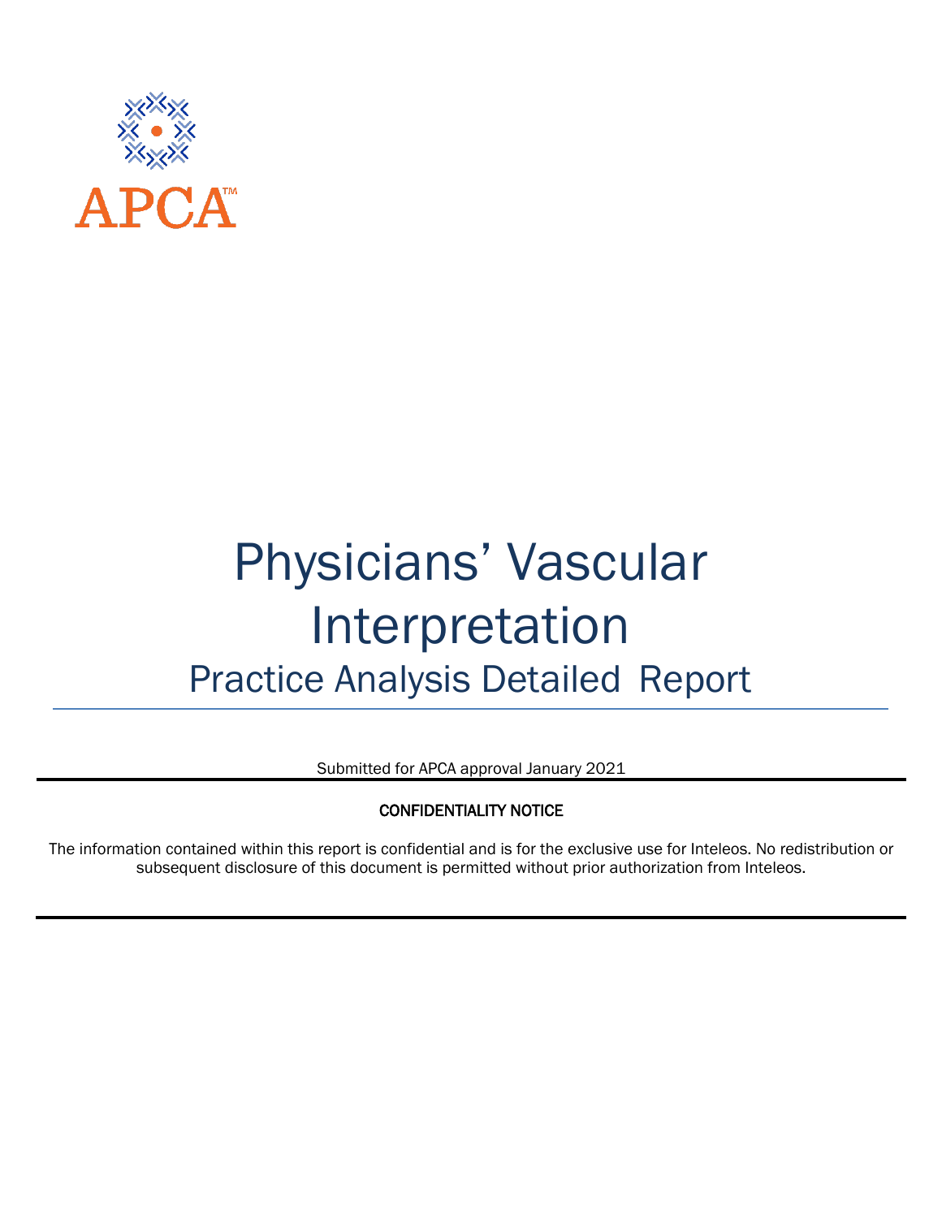APCA™

# Physicians' Vascular Interpretation

## Practice Analysis Detailed Report

Submitted for APCA approval January 2021

**CONFIDENTIALITY NOTICE**

The information contained within this report is confidential and is for the exclusive use for Inteleos. No redistribution or subsequent disclosure of this document is permitted without prior authorization from Inteleos.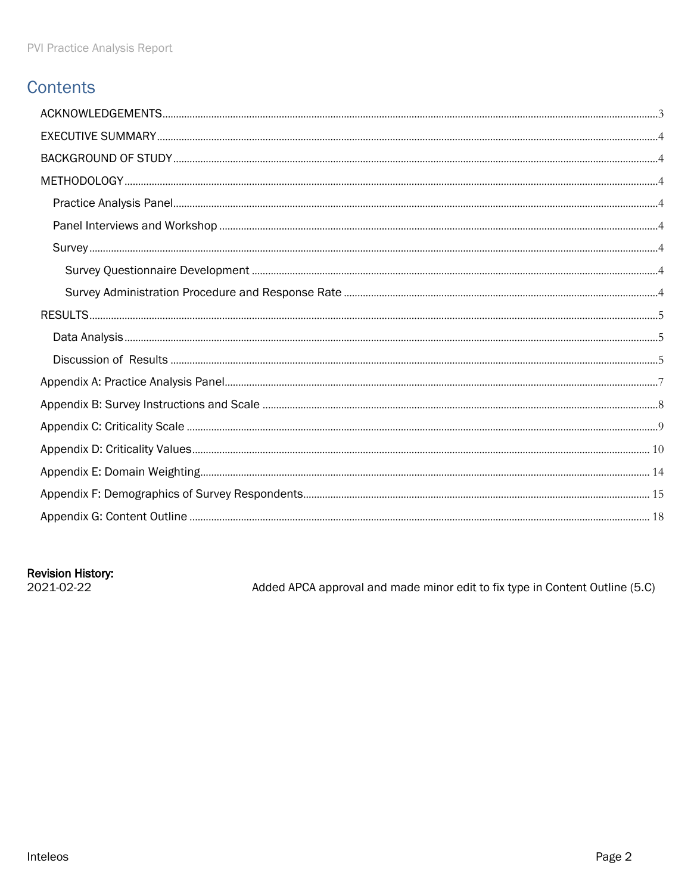# Contents

- ACKNOWLEDGEMENTS ........ 3
- EXECUTIVE SUMMARY ........ 4
- BACKGROUND OF STUDY ........ 4
- METHODOLOGY ........ 4
  - Practice Analysis Panel ........ 4
  - Panel Interviews and Workshop ........ 4
  - Survey ........ 4
    - Survey Questionnaire Development ........ 4
    - Survey Administration Procedure and Response Rate ........ 4
- RESULTS ........ 5
  - Data Analysis ........ 5
  - Discussion of Results ........ 5
- Appendix A: Practice Analysis Panel ........ 7
- Appendix B: Survey Instructions and Scale ........ 8
- Appendix C: Criticality Scale ........ 9
- Appendix D: Criticality Values ........ 10
- Appendix E: Domain Weighting ........ 14
- Appendix F: Demographics of Survey Respondents ........ 15
- Appendix G: Content Outline ........ 18

**Revision History:**

| | |
|---|---|
| 2021-02-22 | Added APCA approval and made minor edit to fix type in Content Outline (5.C) |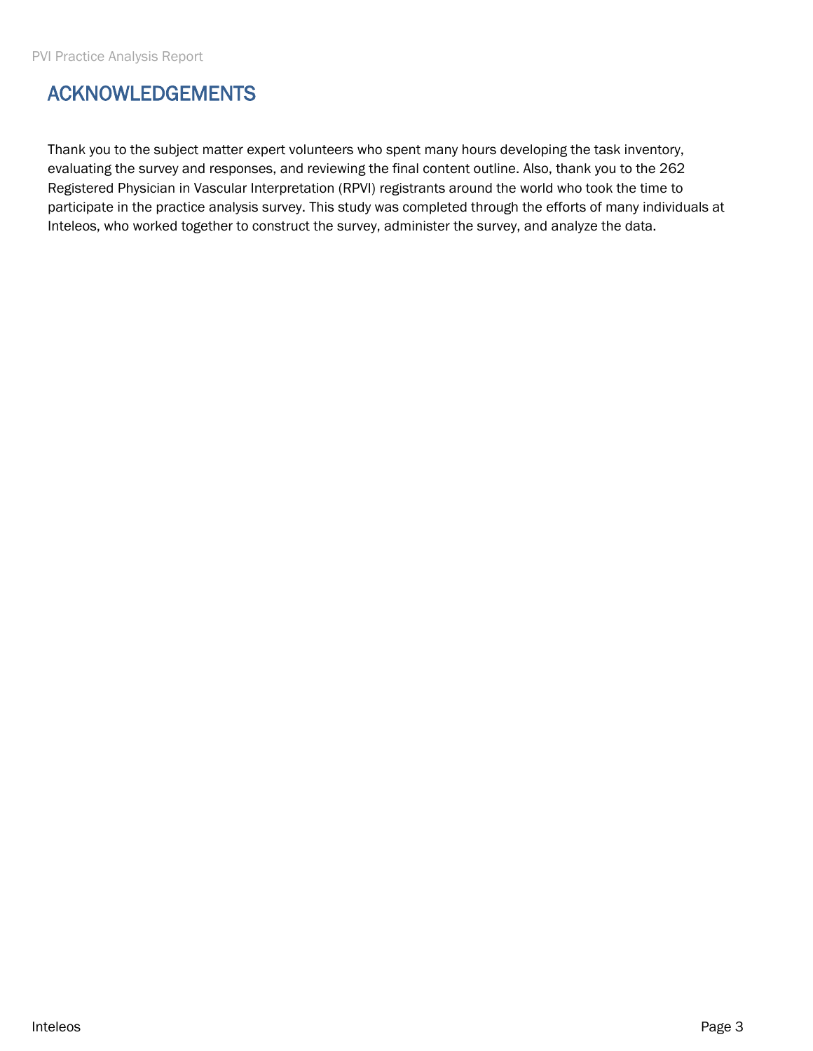# ACKNOWLEDGEMENTS

Thank you to the subject matter expert volunteers who spent many hours developing the task inventory, evaluating the survey and responses, and reviewing the final content outline. Also, thank you to the 262 Registered Physician in Vascular Interpretation (RPVI) registrants around the world who took the time to participate in the practice analysis survey. This study was completed through the efforts of many individuals at Inteleos, who worked together to construct the survey, administer the survey, and analyze the data.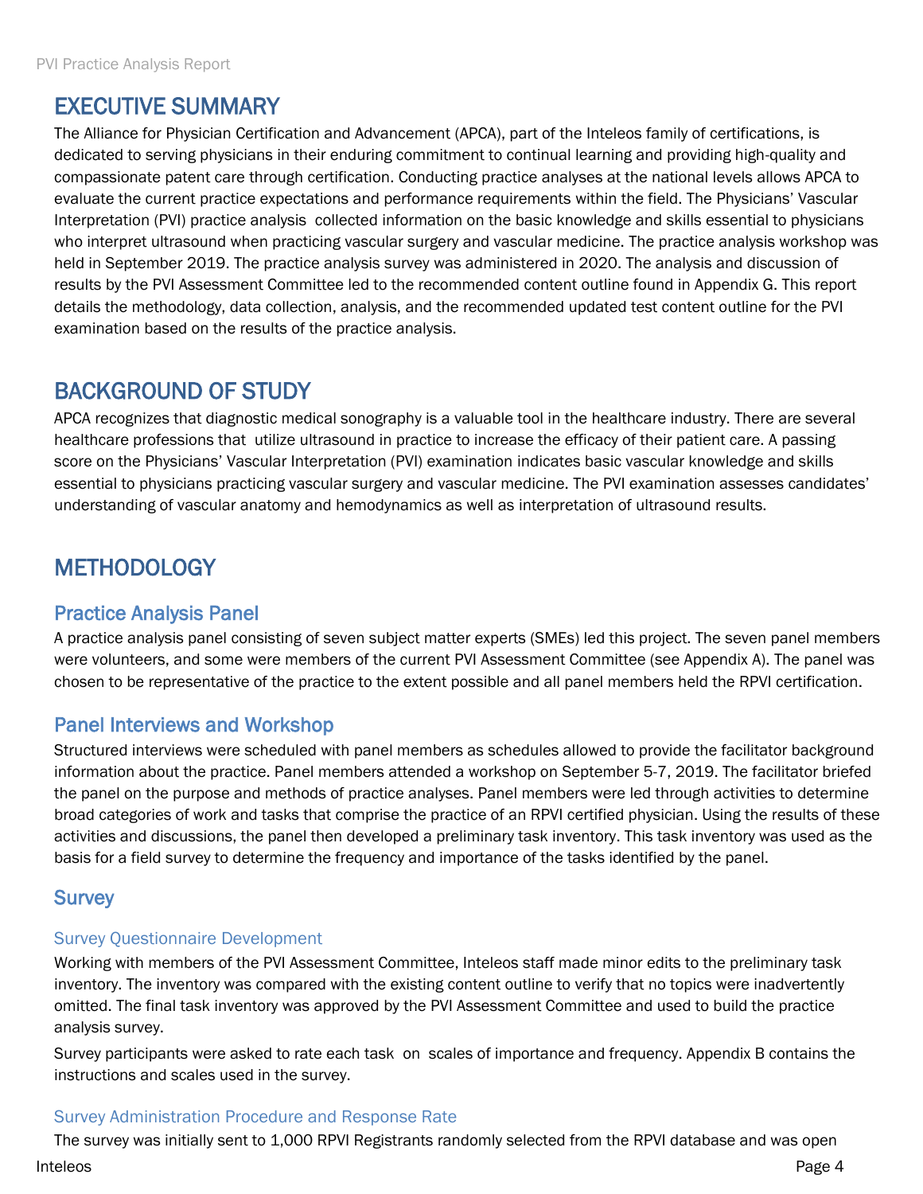## EXECUTIVE SUMMARY

The Alliance for Physician Certification and Advancement (APCA), part of the Inteleos family of certifications, is dedicated to serving physicians in their enduring commitment to continual learning and providing high-quality and compassionate patent care through certification. Conducting practice analyses at the national levels allows APCA to evaluate the current practice expectations and performance requirements within the field. The Physicians' Vascular Interpretation (PVI) practice analysis collected information on the basic knowledge and skills essential to physicians who interpret ultrasound when practicing vascular surgery and vascular medicine. The practice analysis workshop was held in September 2019. The practice analysis survey was administered in 2020. The analysis and discussion of results by the PVI Assessment Committee led to the recommended content outline found in Appendix G. This report details the methodology, data collection, analysis, and the recommended updated test content outline for the PVI examination based on the results of the practice analysis.

## BACKGROUND OF STUDY

APCA recognizes that diagnostic medical sonography is a valuable tool in the healthcare industry. There are several healthcare professions that utilize ultrasound in practice to increase the efficacy of their patient care. A passing score on the Physicians' Vascular Interpretation (PVI) examination indicates basic vascular knowledge and skills essential to physicians practicing vascular surgery and vascular medicine. The PVI examination assesses candidates' understanding of vascular anatomy and hemodynamics as well as interpretation of ultrasound results.

## METHODOLOGY

### Practice Analysis Panel

A practice analysis panel consisting of seven subject matter experts (SMEs) led this project. The seven panel members were volunteers, and some were members of the current PVI Assessment Committee (see Appendix A). The panel was chosen to be representative of the practice to the extent possible and all panel members held the RPVI certification.

### Panel Interviews and Workshop

Structured interviews were scheduled with panel members as schedules allowed to provide the facilitator background information about the practice. Panel members attended a workshop on September 5-7, 2019. The facilitator briefed the panel on the purpose and methods of practice analyses. Panel members were led through activities to determine broad categories of work and tasks that comprise the practice of an RPVI certified physician. Using the results of these activities and discussions, the panel then developed a preliminary task inventory. This task inventory was used as the basis for a field survey to determine the frequency and importance of the tasks identified by the panel.

### Survey

#### Survey Questionnaire Development

Working with members of the PVI Assessment Committee, Inteleos staff made minor edits to the preliminary task inventory. The inventory was compared with the existing content outline to verify that no topics were inadvertently omitted. The final task inventory was approved by the PVI Assessment Committee and used to build the practice analysis survey.

Survey participants were asked to rate each task on scales of importance and frequency. Appendix B contains the instructions and scales used in the survey.

#### Survey Administration Procedure and Response Rate

The survey was initially sent to 1,000 RPVI Registrants randomly selected from the RPVI database and was open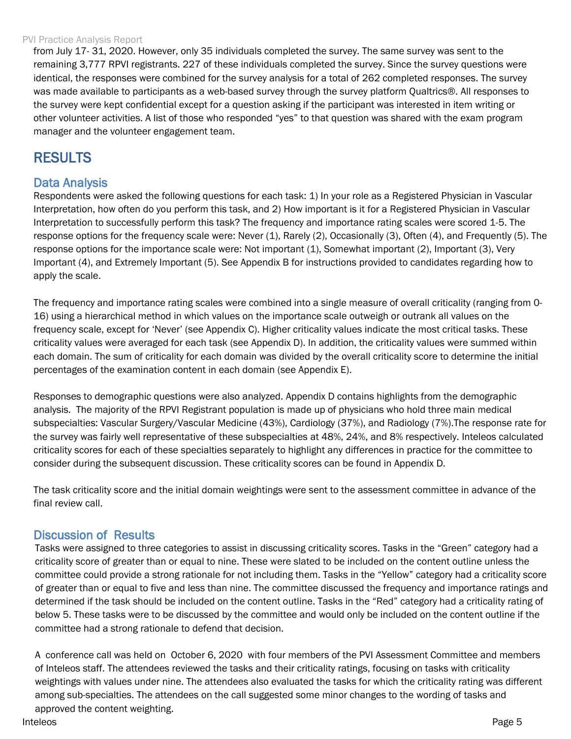from July 17- 31, 2020. However, only 35 individuals completed the survey. The same survey was sent to the remaining 3,777 RPVI registrants. 227 of these individuals completed the survey. Since the survey questions were identical, the responses were combined for the survey analysis for a total of 262 completed responses. The survey was made available to participants as a web-based survey through the survey platform Qualtrics®. All responses to the survey were kept confidential except for a question asking if the participant was interested in item writing or other volunteer activities. A list of those who responded "yes" to that question was shared with the exam program manager and the volunteer engagement team.

# RESULTS

## Data Analysis

Respondents were asked the following questions for each task: 1) In your role as a Registered Physician in Vascular Interpretation, how often do you perform this task, and 2) How important is it for a Registered Physician in Vascular Interpretation to successfully perform this task? The frequency and importance rating scales were scored 1-5. The response options for the frequency scale were: Never (1), Rarely (2), Occasionally (3), Often (4), and Frequently (5). The response options for the importance scale were: Not important (1), Somewhat important (2), Important (3), Very Important (4), and Extremely Important (5). See Appendix B for instructions provided to candidates regarding how to apply the scale.

The frequency and importance rating scales were combined into a single measure of overall criticality (ranging from 0-16) using a hierarchical method in which values on the importance scale outweigh or outrank all values on the frequency scale, except for 'Never' (see Appendix C). Higher criticality values indicate the most critical tasks. These criticality values were averaged for each task (see Appendix D). In addition, the criticality values were summed within each domain. The sum of criticality for each domain was divided by the overall criticality score to determine the initial percentages of the examination content in each domain (see Appendix E).

Responses to demographic questions were also analyzed. Appendix D contains highlights from the demographic analysis. The majority of the RPVI Registrant population is made up of physicians who hold three main medical subspecialties: Vascular Surgery/Vascular Medicine (43%), Cardiology (37%), and Radiology (7%).The response rate for the survey was fairly well representative of these subspecialties at 48%, 24%, and 8% respectively. Inteleos calculated criticality scores for each of these specialties separately to highlight any differences in practice for the committee to consider during the subsequent discussion. These criticality scores can be found in Appendix D.

The task criticality score and the initial domain weightings were sent to the assessment committee in advance of the final review call.

## Discussion of Results

Tasks were assigned to three categories to assist in discussing criticality scores. Tasks in the "Green" category had a criticality score of greater than or equal to nine. These were slated to be included on the content outline unless the committee could provide a strong rationale for not including them. Tasks in the "Yellow" category had a criticality score of greater than or equal to five and less than nine. The committee discussed the frequency and importance ratings and determined if the task should be included on the content outline. Tasks in the "Red" category had a criticality rating of below 5. These tasks were to be discussed by the committee and would only be included on the content outline if the committee had a strong rationale to defend that decision.

A conference call was held on October 6, 2020 with four members of the PVI Assessment Committee and members of Inteleos staff. The attendees reviewed the tasks and their criticality ratings, focusing on tasks with criticality weightings with values under nine. The attendees also evaluated the tasks for which the criticality rating was different among sub-specialties. The attendees on the call suggested some minor changes to the wording of tasks and approved the content weighting.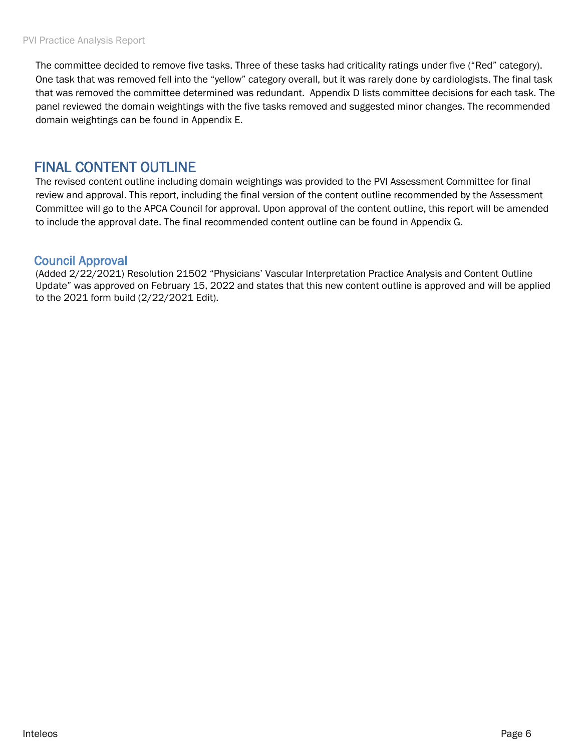The committee decided to remove five tasks. Three of these tasks had criticality ratings under five ("Red" category). One task that was removed fell into the "yellow" category overall, but it was rarely done by cardiologists. The final task that was removed the committee determined was redundant. Appendix D lists committee decisions for each task. The panel reviewed the domain weightings with the five tasks removed and suggested minor changes. The recommended domain weightings can be found in Appendix E.

# FINAL CONTENT OUTLINE

The revised content outline including domain weightings was provided to the PVI Assessment Committee for final review and approval. This report, including the final version of the content outline recommended by the Assessment Committee will go to the APCA Council for approval. Upon approval of the content outline, this report will be amended to include the approval date. The final recommended content outline can be found in Appendix G.

## Council Approval

(Added 2/22/2021) Resolution 21502 "Physicians' Vascular Interpretation Practice Analysis and Content Outline Update" was approved on February 15, 2022 and states that this new content outline is approved and will be applied to the 2021 form build (2/22/2021 Edit).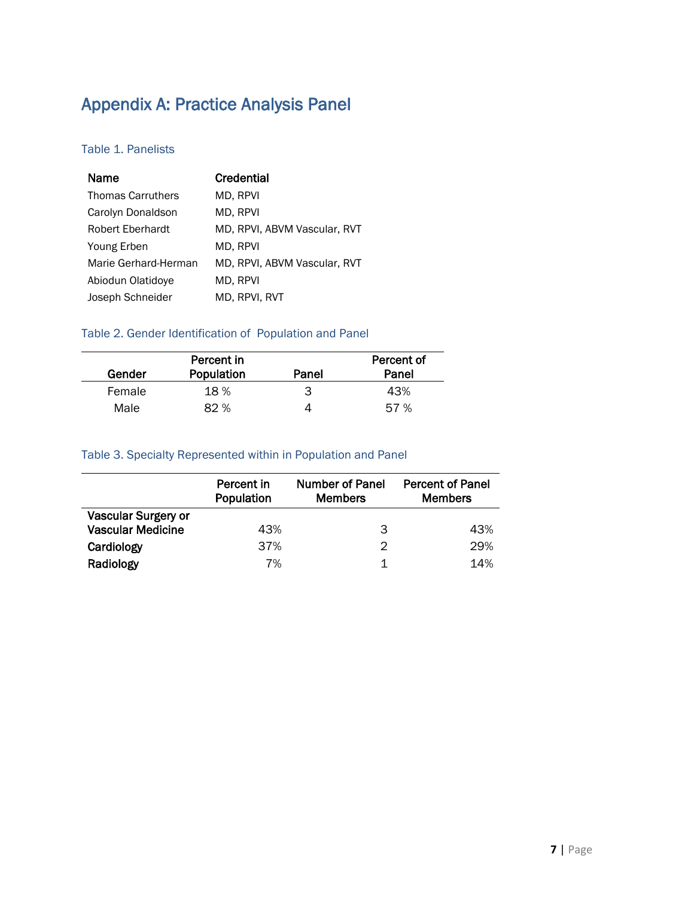# Appendix A: Practice Analysis Panel

### Table 1. Panelists

| Name | Credential |
|---|---|
| Thomas Carruthers | MD, RPVI |
| Carolyn Donaldson | MD, RPVI |
| Robert Eberhardt | MD, RPVI, ABVM Vascular, RVT |
| Young Erben | MD, RPVI |
| Marie Gerhard-Herman | MD, RPVI, ABVM Vascular, RVT |
| Abiodun Olatidoye | MD, RPVI |
| Joseph Schneider | MD, RPVI, RVT |

### Table 2. Gender Identification of Population and Panel

| Gender | Percent in Population | Panel | Percent of Panel |
|---|---|---|---|
| Female | 18 % | 3 | 43% |
| Male | 82 % | 4 | 57 % |

### Table 3. Specialty Represented within in Population and Panel

| | Percent in Population | Number of Panel Members | Percent of Panel Members |
|---|---|---|---|
| **Vascular Surgery or Vascular Medicine** | 43% | 3 | 43% |
| **Cardiology** | 37% | 2 | 29% |
| **Radiology** | 7% | 1 | 14% |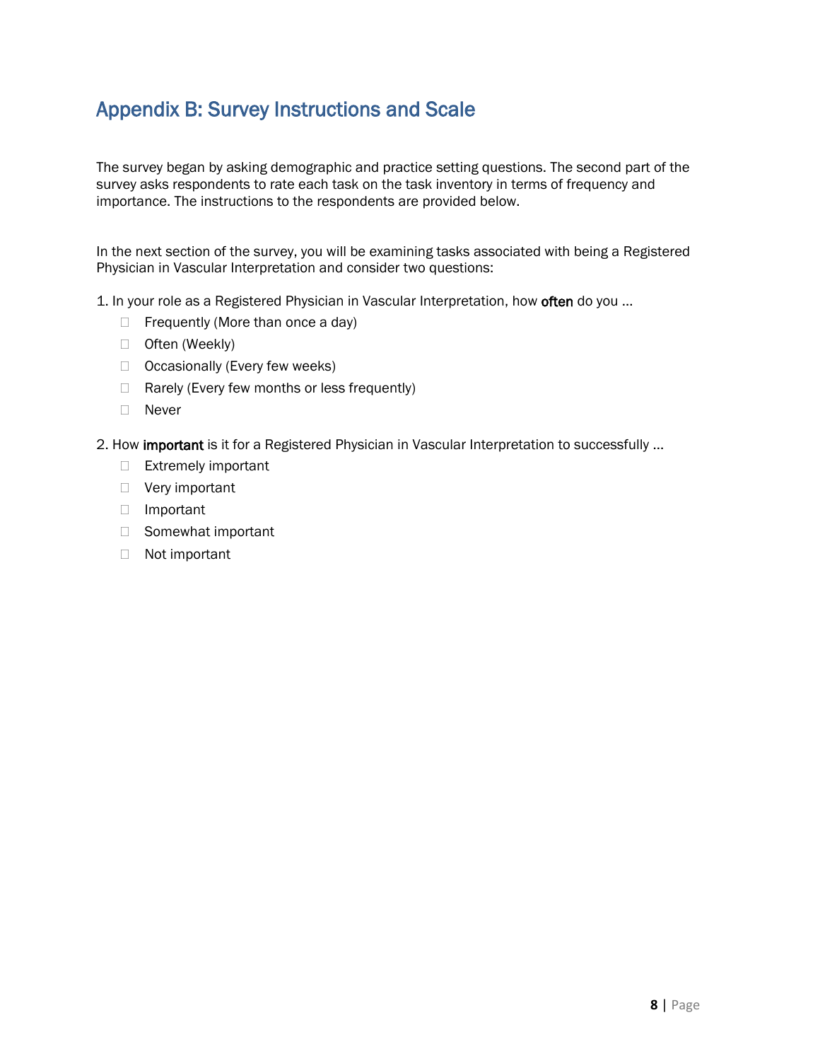## Appendix B: Survey Instructions and Scale

The survey began by asking demographic and practice setting questions. The second part of the survey asks respondents to rate each task on the task inventory in terms of frequency and importance. The instructions to the respondents are provided below.

In the next section of the survey, you will be examining tasks associated with being a Registered Physician in Vascular Interpretation and consider two questions:

1. In your role as a Registered Physician in Vascular Interpretation, how **often** do you …
   - Frequently (More than once a day)
   - Often (Weekly)
   - Occasionally (Every few weeks)
   - Rarely (Every few months or less frequently)
   - Never

2. How **important** is it for a Registered Physician in Vascular Interpretation to successfully …
   - Extremely important
   - Very important
   - Important
   - Somewhat important
   - Not important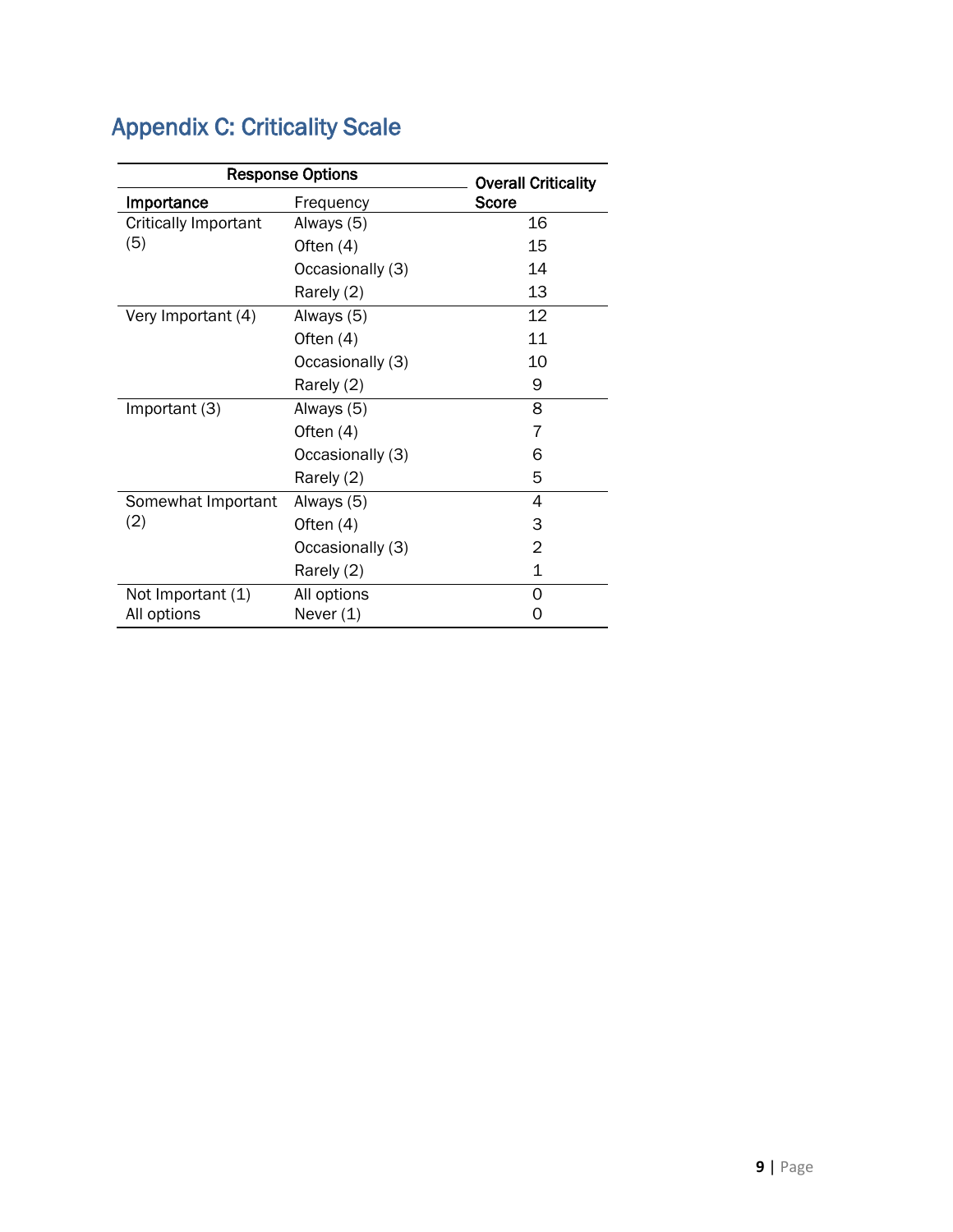## Appendix C: Criticality Scale

| Response Options | | Overall Criticality Score |
|---|---|---|
| **Importance** | Frequency | |
| Critically Important (5) | Always (5) | 16 |
| | Often (4) | 15 |
| | Occasionally (3) | 14 |
| | Rarely (2) | 13 |
| Very Important (4) | Always (5) | 12 |
| | Often (4) | 11 |
| | Occasionally (3) | 10 |
| | Rarely (2) | 9 |
| Important (3) | Always (5) | 8 |
| | Often (4) | 7 |
| | Occasionally (3) | 6 |
| | Rarely (2) | 5 |
| Somewhat Important (2) | Always (5) | 4 |
| | Often (4) | 3 |
| | Occasionally (3) | 2 |
| | Rarely (2) | 1 |
| Not Important (1) | All options | 0 |
| All options | Never (1) | 0 |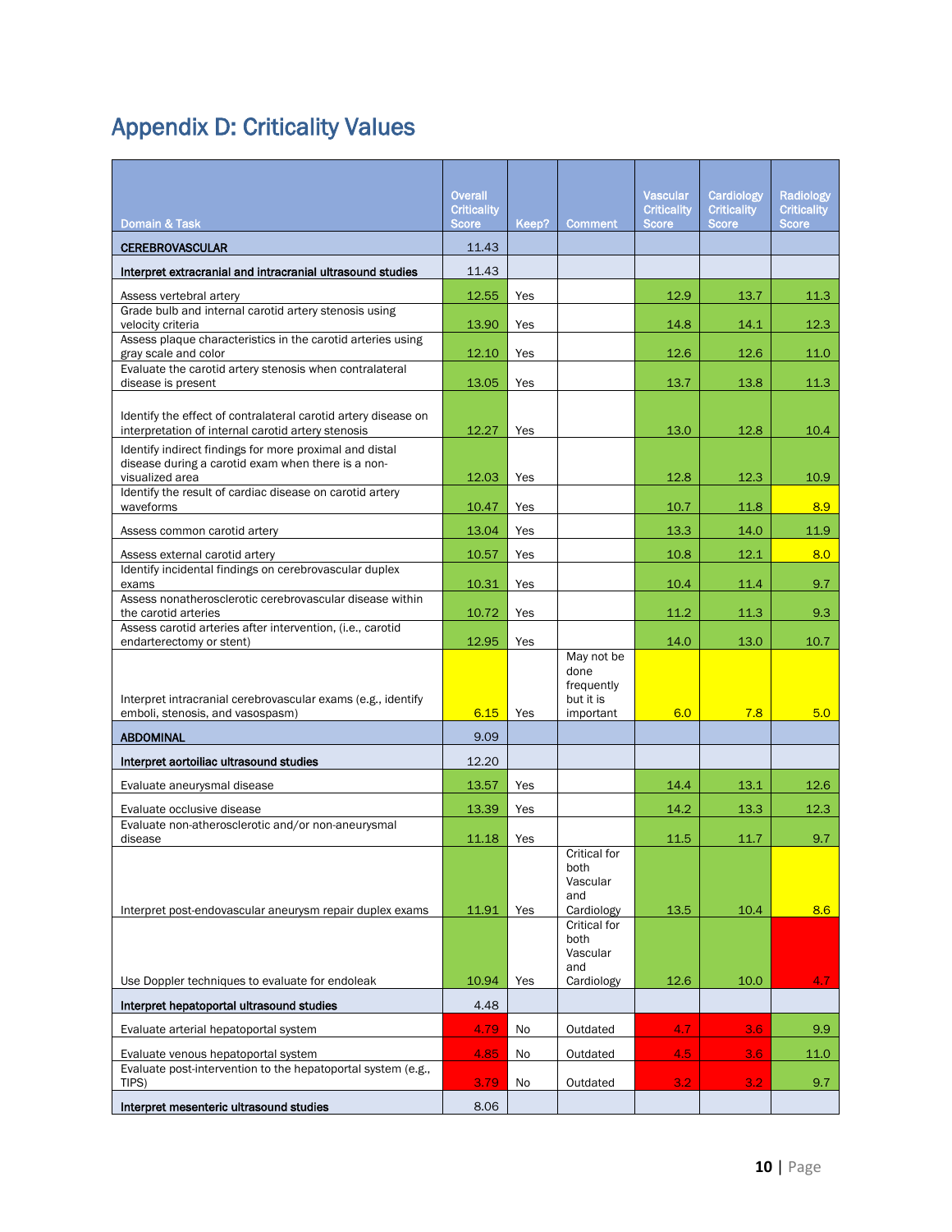# Appendix D: Criticality Values

| Domain & Task | Overall Criticality Score | Keep? | Comment | Vascular Criticality Score | Cardiology Criticality Score | Radiology Criticality Score |
|---|---|---|---|---|---|---|
| **CEREBROVASCULAR** | 11.43 | | | | | |
| **Interpret extracranial and intracranial ultrasound studies** | 11.43 | | | | | |
| Assess vertebral artery | 12.55 | Yes | | 12.9 | 13.7 | 11.3 |
| Grade bulb and internal carotid artery stenosis using velocity criteria | 13.90 | Yes | | 14.8 | 14.1 | 12.3 |
| Assess plaque characteristics in the carotid arteries using gray scale and color | 12.10 | Yes | | 12.6 | 12.6 | 11.0 |
| Evaluate the carotid artery stenosis when contralateral disease is present | 13.05 | Yes | | 13.7 | 13.8 | 11.3 |
| Identify the effect of contralateral carotid artery disease on interpretation of internal carotid artery stenosis | 12.27 | Yes | | 13.0 | 12.8 | 10.4 |
| Identify indirect findings for more proximal and distal disease during a carotid exam when there is a non-visualized area | 12.03 | Yes | | 12.8 | 12.3 | 10.9 |
| Identify the result of cardiac disease on carotid artery waveforms | 10.47 | Yes | | 10.7 | 11.8 | 8.9 |
| Assess common carotid artery | 13.04 | Yes | | 13.3 | 14.0 | 11.9 |
| Assess external carotid artery | 10.57 | Yes | | 10.8 | 12.1 | 8.0 |
| Identify incidental findings on cerebrovascular duplex exams | 10.31 | Yes | | 10.4 | 11.4 | 9.7 |
| Assess nonatherosclerotic cerebrovascular disease within the carotid arteries | 10.72 | Yes | | 11.2 | 11.3 | 9.3 |
| Assess carotid arteries after intervention, (i.e., carotid endarterectomy or stent) | 12.95 | Yes | | 14.0 | 13.0 | 10.7 |
| Interpret intracranial cerebrovascular exams (e.g., identify emboli, stenosis, and vasospasm) | 6.15 | Yes | May not be done frequently but it is important | 6.0 | 7.8 | 5.0 |
| **ABDOMINAL** | 9.09 | | | | | |
| **Interpret aortoiliac ultrasound studies** | 12.20 | | | | | |
| Evaluate aneurysmal disease | 13.57 | Yes | | 14.4 | 13.1 | 12.6 |
| Evaluate occlusive disease | 13.39 | Yes | | 14.2 | 13.3 | 12.3 |
| Evaluate non-atherosclerotic and/or non-aneurysmal disease | 11.18 | Yes | | 11.5 | 11.7 | 9.7 |
| Interpret post-endovascular aneurysm repair duplex exams | 11.91 | Yes | Critical for both Vascular and Cardiology | 13.5 | 10.4 | 8.6 |
| Use Doppler techniques to evaluate for endoleak | 10.94 | Yes | Critical for both Vascular and Cardiology | 12.6 | 10.0 | 4.7 |
| **Interpret hepatoportal ultrasound studies** | 4.48 | | | | | |
| Evaluate arterial hepatoportal system | 4.79 | No | Outdated | 4.7 | 3.6 | 9.9 |
| Evaluate venous hepatoportal system | 4.85 | No | Outdated | 4.5 | 3.6 | 11.0 |
| Evaluate post-intervention to the hepatoportal system (e.g., TIPS) | 3.79 | No | Outdated | 3.2 | 3.2 | 9.7 |
| **Interpret mesenteric ultrasound studies** | 8.06 | | | | | |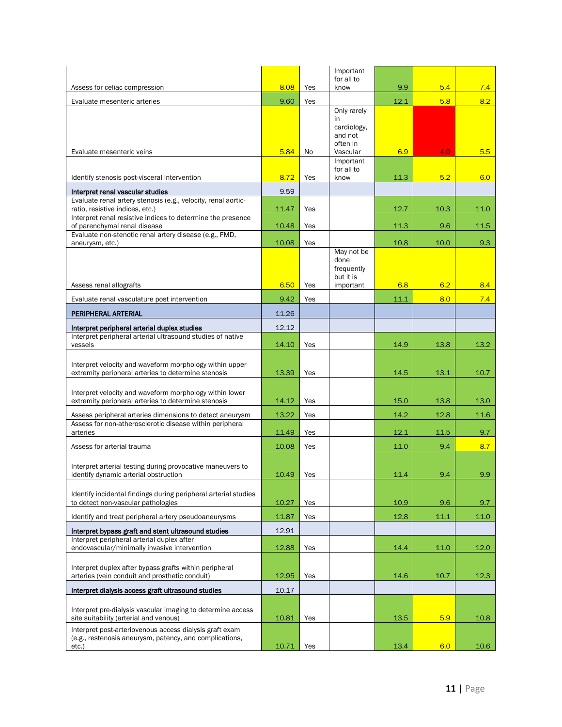| | | | | | | |
|---|---|---|---|---|---|---|
| Assess for celiac compression | 8.08 | Yes | Important for all to know | 9.9 | 5.4 | 7.4 |
| Evaluate mesenteric arteries | 9.60 | Yes | | 12.1 | 5.8 | 8.2 |
| Evaluate mesenteric veins | 5.84 | No | Only rarely in cardiology, and not often in Vascular | 6.9 | 4.0 | 5.5 |
| Identify stenosis post-visceral intervention | 8.72 | Yes | Important for all to know | 11.3 | 5.2 | 6.0 |
| **Interpret renal vascular studies** | 9.59 | | | | | |
| Evaluate renal artery stenosis (e.g., velocity, renal aortic-ratio, resistive indices, etc.) | 11.47 | Yes | | 12.7 | 10.3 | 11.0 |
| Interpret renal resistive indices to determine the presence of parenchymal renal disease | 10.48 | Yes | | 11.3 | 9.6 | 11.5 |
| Evaluate non-stenotic renal artery disease (e.g., FMD, aneurysm, etc.) | 10.08 | Yes | | 10.8 | 10.0 | 9.3 |
| Assess renal allografts | 6.50 | Yes | May not be done frequently but it is important | 6.8 | 6.2 | 8.4 |
| Evaluate renal vasculature post intervention | 9.42 | Yes | | 11.1 | 8.0 | 7.4 |
| **PERIPHERAL ARTERIAL** | 11.26 | | | | | |
| **Interpret peripheral arterial duplex studies** | 12.12 | | | | | |
| Interpret peripheral arterial ultrasound studies of native vessels | 14.10 | Yes | | 14.9 | 13.8 | 13.2 |
| Interpret velocity and waveform morphology within upper extremity peripheral arteries to determine stenosis | 13.39 | Yes | | 14.5 | 13.1 | 10.7 |
| Interpret velocity and waveform morphology within lower extremity peripheral arteries to determine stenosis | 14.12 | Yes | | 15.0 | 13.8 | 13.0 |
| Assess peripheral arteries dimensions to detect aneurysm | 13.22 | Yes | | 14.2 | 12.8 | 11.6 |
| Assess for non-atherosclerotic disease within peripheral arteries | 11.49 | Yes | | 12.1 | 11.5 | 9.7 |
| Assess for arterial trauma | 10.08 | Yes | | 11.0 | 9.4 | 8.7 |
| Interpret arterial testing during provocative maneuvers to identify dynamic arterial obstruction | 10.49 | Yes | | 11.4 | 9.4 | 9.9 |
| Identify incidental findings during peripheral arterial studies to detect non-vascular pathologies | 10.27 | Yes | | 10.9 | 9.6 | 9.7 |
| Identify and treat peripheral artery pseudoaneurysms | 11.87 | Yes | | 12.8 | 11.1 | 11.0 |
| **Interpret bypass graft and stent ultrasound studies** | 12.91 | | | | | |
| Interpret peripheral arterial duplex after endovascular/minimally invasive intervention | 12.88 | Yes | | 14.4 | 11.0 | 12.0 |
| Interpret duplex after bypass grafts within peripheral arteries (vein conduit and prosthetic conduit) | 12.95 | Yes | | 14.6 | 10.7 | 12.3 |
| **Interpret dialysis access graft ultrasound studies** | 10.17 | | | | | |
| Interpret pre-dialysis vascular imaging to determine access site suitability (arterial and venous) | 10.81 | Yes | | 13.5 | 5.9 | 10.8 |
| Interpret post-arteriovenous access dialysis graft exam (e.g., restenosis aneurysm, patency, and complications, etc.) | 10.71 | Yes | | 13.4 | 6.0 | 10.6 |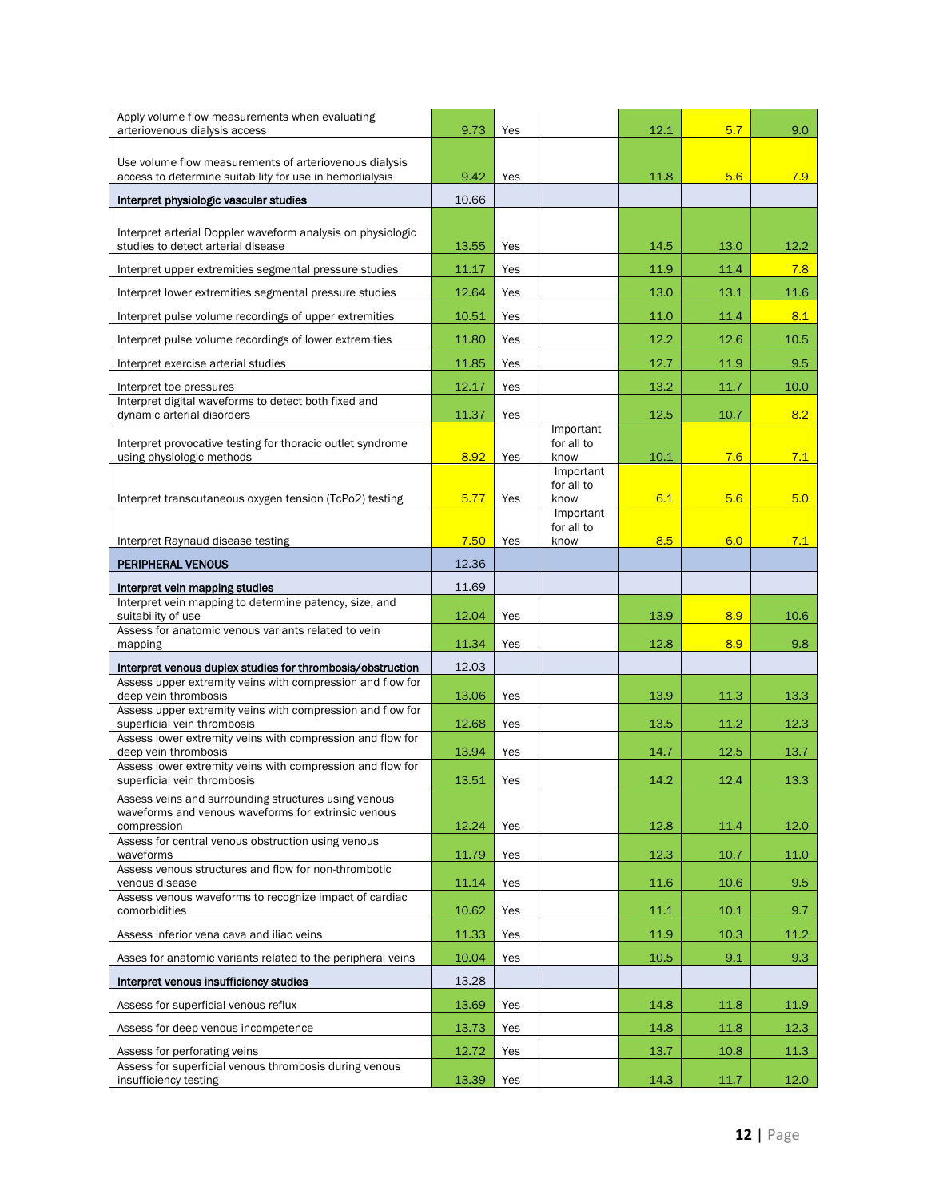| | | | | | | |
|---|---|---|---|---|---|---|
| Apply volume flow measurements when evaluating arteriovenous dialysis access | 9.73 | Yes | | 12.1 | 5.7 | 9.0 |
| Use volume flow measurements of arteriovenous dialysis access to determine suitability for use in hemodialysis | 9.42 | Yes | | 11.8 | 5.6 | 7.9 |
| **Interpret physiologic vascular studies** | 10.66 | | | | | |
| Interpret arterial Doppler waveform analysis on physiologic studies to detect arterial disease | 13.55 | Yes | | 14.5 | 13.0 | 12.2 |
| Interpret upper extremities segmental pressure studies | 11.17 | Yes | | 11.9 | 11.4 | 7.8 |
| Interpret lower extremities segmental pressure studies | 12.64 | Yes | | 13.0 | 13.1 | 11.6 |
| Interpret pulse volume recordings of upper extremities | 10.51 | Yes | | 11.0 | 11.4 | 8.1 |
| Interpret pulse volume recordings of lower extremities | 11.80 | Yes | | 12.2 | 12.6 | 10.5 |
| Interpret exercise arterial studies | 11.85 | Yes | | 12.7 | 11.9 | 9.5 |
| Interpret toe pressures | 12.17 | Yes | | 13.2 | 11.7 | 10.0 |
| Interpret digital waveforms to detect both fixed and dynamic arterial disorders | 11.37 | Yes | | 12.5 | 10.7 | 8.2 |
| Interpret provocative testing for thoracic outlet syndrome using physiologic methods | 8.92 | Yes | Important for all to know | 10.1 | 7.6 | 7.1 |
| Interpret transcutaneous oxygen tension (TcPo2) testing | 5.77 | Yes | Important for all to know | 6.1 | 5.6 | 5.0 |
| Interpret Raynaud disease testing | 7.50 | Yes | Important for all to know | 8.5 | 6.0 | 7.1 |
| **PERIPHERAL VENOUS** | 12.36 | | | | | |
| **Interpret vein mapping studies** | 11.69 | | | | | |
| Interpret vein mapping to determine patency, size, and suitability of use | 12.04 | Yes | | 13.9 | 8.9 | 10.6 |
| Assess for anatomic venous variants related to vein mapping | 11.34 | Yes | | 12.8 | 8.9 | 9.8 |
| **Interpret venous duplex studies for thrombosis/obstruction** | 12.03 | | | | | |
| Assess upper extremity veins with compression and flow for deep vein thrombosis | 13.06 | Yes | | 13.9 | 11.3 | 13.3 |
| Assess upper extremity veins with compression and flow for superficial vein thrombosis | 12.68 | Yes | | 13.5 | 11.2 | 12.3 |
| Assess lower extremity veins with compression and flow for deep vein thrombosis | 13.94 | Yes | | 14.7 | 12.5 | 13.7 |
| Assess lower extremity veins with compression and flow for superficial vein thrombosis | 13.51 | Yes | | 14.2 | 12.4 | 13.3 |
| Assess veins and surrounding structures using venous waveforms and venous waveforms for extrinsic venous compression | 12.24 | Yes | | 12.8 | 11.4 | 12.0 |
| Assess for central venous obstruction using venous waveforms | 11.79 | Yes | | 12.3 | 10.7 | 11.0 |
| Assess venous structures and flow for non-thrombotic venous disease | 11.14 | Yes | | 11.6 | 10.6 | 9.5 |
| Assess venous waveforms to recognize impact of cardiac comorbidities | 10.62 | Yes | | 11.1 | 10.1 | 9.7 |
| Assess inferior vena cava and iliac veins | 11.33 | Yes | | 11.9 | 10.3 | 11.2 |
| Asses for anatomic variants related to the peripheral veins | 10.04 | Yes | | 10.5 | 9.1 | 9.3 |
| **Interpret venous insufficiency studies** | 13.28 | | | | | |
| Assess for superficial venous reflux | 13.69 | Yes | | 14.8 | 11.8 | 11.9 |
| Assess for deep venous incompetence | 13.73 | Yes | | 14.8 | 11.8 | 12.3 |
| Assess for perforating veins | 12.72 | Yes | | 13.7 | 10.8 | 11.3 |
| Assess for superficial venous thrombosis during venous insufficiency testing | 13.39 | Yes | | 14.3 | 11.7 | 12.0 |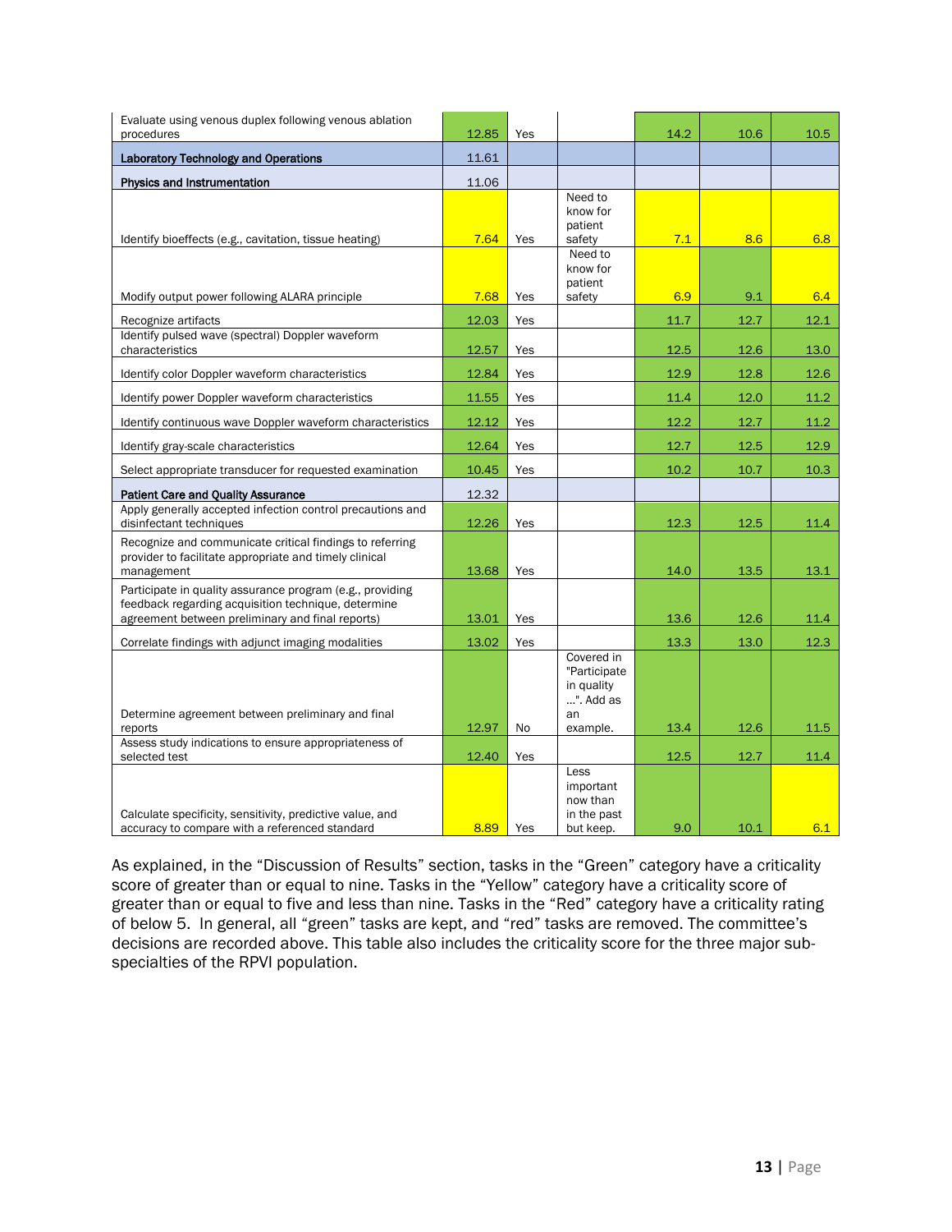| | | | | | | |
|---|---|---|---|---|---|---|
| Evaluate using venous duplex following venous ablation procedures | 12.85 | Yes | | 14.2 | 10.6 | 10.5 |
| **Laboratory Technology and Operations** | 11.61 | | | | | |
| **Physics and Instrumentation** | 11.06 | | | | | |
| Identify bioeffects (e.g., cavitation, tissue heating) | 7.64 | Yes | Need to know for patient safety | 7.1 | 8.6 | 6.8 |
| Modify output power following ALARA principle | 7.68 | Yes | Need to know for patient safety | 6.9 | 9.1 | 6.4 |
| Recognize artifacts | 12.03 | Yes | | 11.7 | 12.7 | 12.1 |
| Identify pulsed wave (spectral) Doppler waveform characteristics | 12.57 | Yes | | 12.5 | 12.6 | 13.0 |
| Identify color Doppler waveform characteristics | 12.84 | Yes | | 12.9 | 12.8 | 12.6 |
| Identify power Doppler waveform characteristics | 11.55 | Yes | | 11.4 | 12.0 | 11.2 |
| Identify continuous wave Doppler waveform characteristics | 12.12 | Yes | | 12.2 | 12.7 | 11.2 |
| Identify gray-scale characteristics | 12.64 | Yes | | 12.7 | 12.5 | 12.9 |
| Select appropriate transducer for requested examination | 10.45 | Yes | | 10.2 | 10.7 | 10.3 |
| **Patient Care and Quality Assurance** | 12.32 | | | | | |
| Apply generally accepted infection control precautions and disinfectant techniques | 12.26 | Yes | | 12.3 | 12.5 | 11.4 |
| Recognize and communicate critical findings to referring provider to facilitate appropriate and timely clinical management | 13.68 | Yes | | 14.0 | 13.5 | 13.1 |
| Participate in quality assurance program (e.g., providing feedback regarding acquisition technique, determine agreement between preliminary and final reports) | 13.01 | Yes | | 13.6 | 12.6 | 11.4 |
| Correlate findings with adjunct imaging modalities | 13.02 | Yes | | 13.3 | 13.0 | 12.3 |
| Determine agreement between preliminary and final reports | 12.97 | No | Covered in "Participate in quality …". Add as an example. | 13.4 | 12.6 | 11.5 |
| Assess study indications to ensure appropriateness of selected test | 12.40 | Yes | | 12.5 | 12.7 | 11.4 |
| Calculate specificity, sensitivity, predictive value, and accuracy to compare with a referenced standard | 8.89 | Yes | Less important now than in the past but keep. | 9.0 | 10.1 | 6.1 |

As explained, in the "Discussion of Results" section, tasks in the "Green" category have a criticality score of greater than or equal to nine. Tasks in the "Yellow" category have a criticality score of greater than or equal to five and less than nine. Tasks in the "Red" category have a criticality rating of below 5. In general, all "green" tasks are kept, and "red" tasks are removed. The committee's decisions are recorded above. This table also includes the criticality score for the three major sub-specialties of the RPVI population.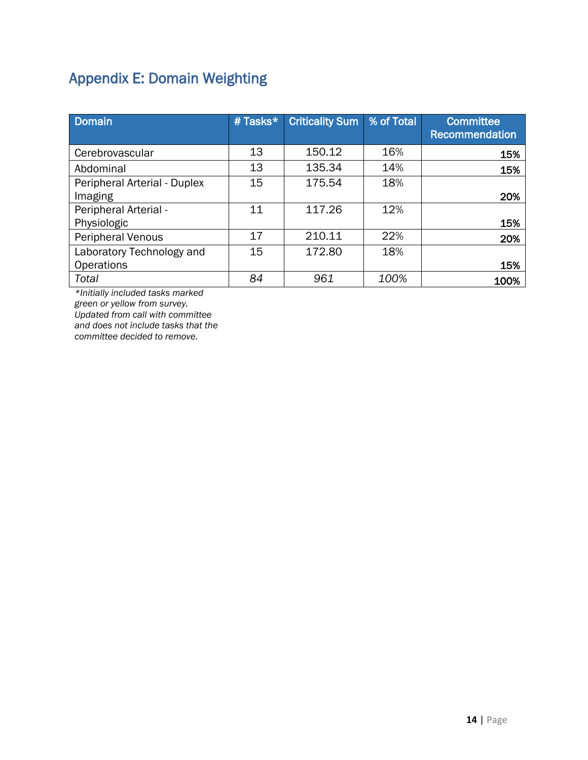## Appendix E: Domain Weighting

| Domain | # Tasks* | Criticality Sum | % of Total | Committee Recommendation |
|---|---|---|---|---|
| Cerebrovascular | 13 | 150.12 | 16% | 15% |
| Abdominal | 13 | 135.34 | 14% | 15% |
| Peripheral Arterial - Duplex Imaging | 15 | 175.54 | 18% | 20% |
| Peripheral Arterial - Physiologic | 11 | 117.26 | 12% | 15% |
| Peripheral Venous | 17 | 210.11 | 22% | 20% |
| Laboratory Technology and Operations | 15 | 172.80 | 18% | 15% |
| *Total* | *84* | *961* | *100%* | 100% |

*\*Initially included tasks marked green or yellow from survey. Updated from call with committee and does not include tasks that the committee decided to remove.*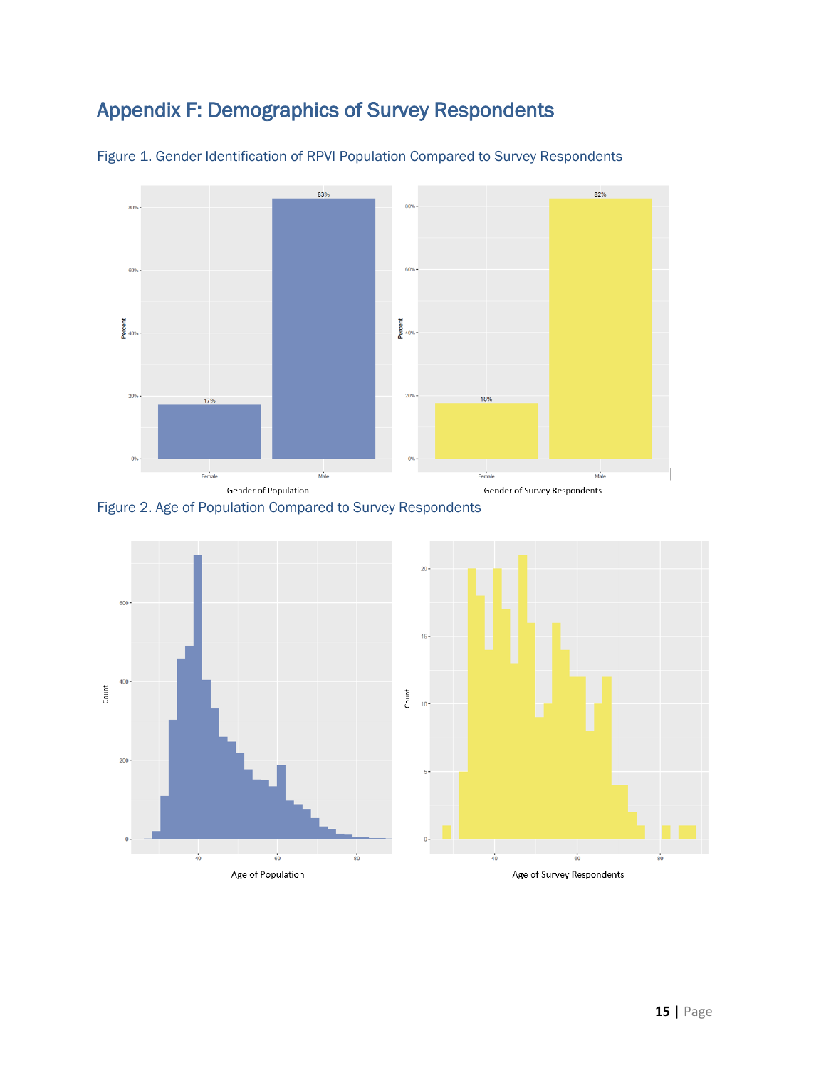# Appendix F: Demographics of Survey Respondents

Figure 1. Gender Identification of RPVI Population Compared to Survey Respondents

Figure 2. Age of Population Compared to Survey Respondents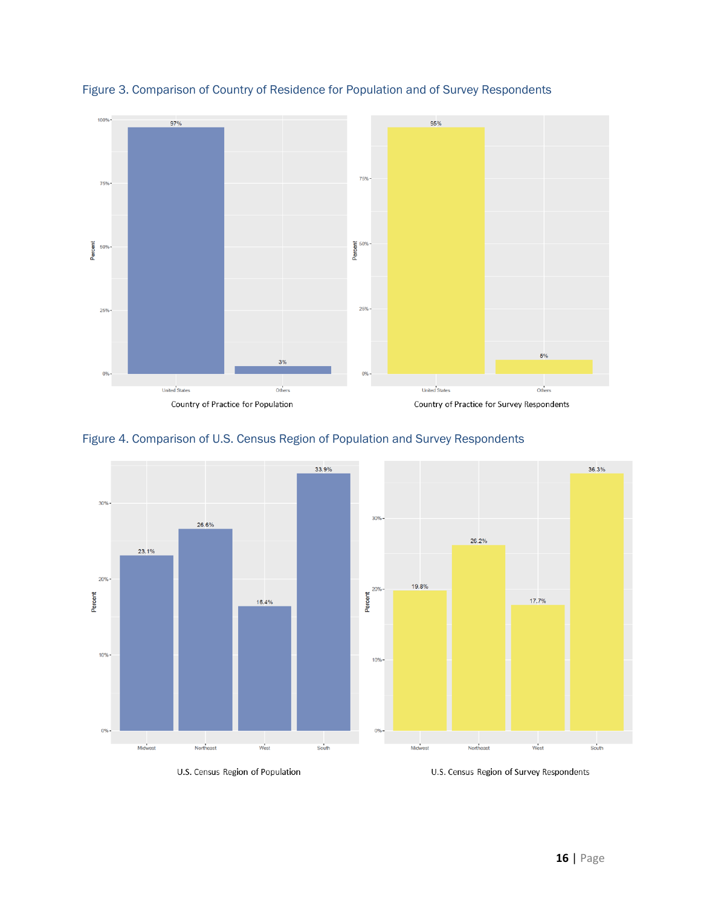Figure 3. Comparison of Country of Residence for Population and of Survey Respondents

Country of Practice for Population

Country of Practice for Survey Respondents

Figure 4. Comparison of U.S. Census Region of Population and Survey Respondents

U.S. Census Region of Population

U.S. Census Region of Survey Respondents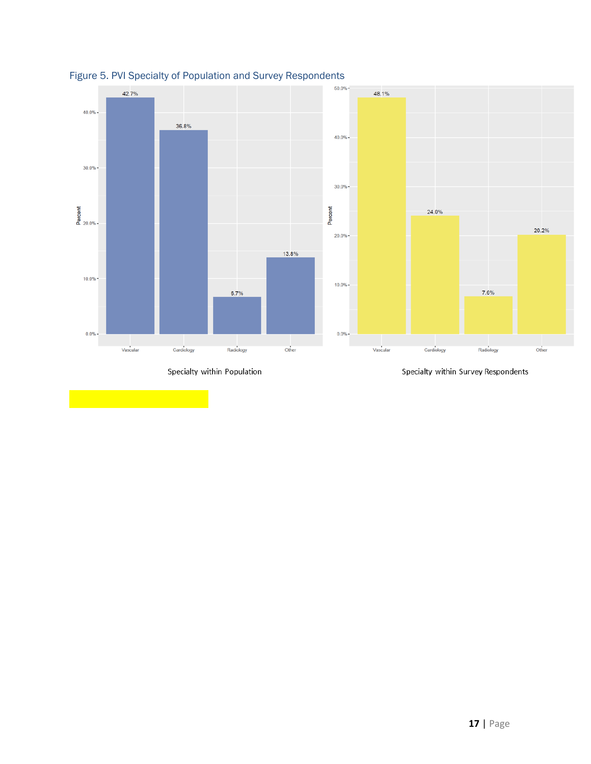Figure 5. PVI Specialty of Population and Survey Respondents

| Specialty | Specialty within Population | Specialty within Survey Respondents |
|---|---|---|
| Vascular | 42.7% | 48.1% |
| Cardiology | 36.8% | 24.0% |
| Radiology | 6.7% | 7.6% |
| Other | 13.8% | 20.2% |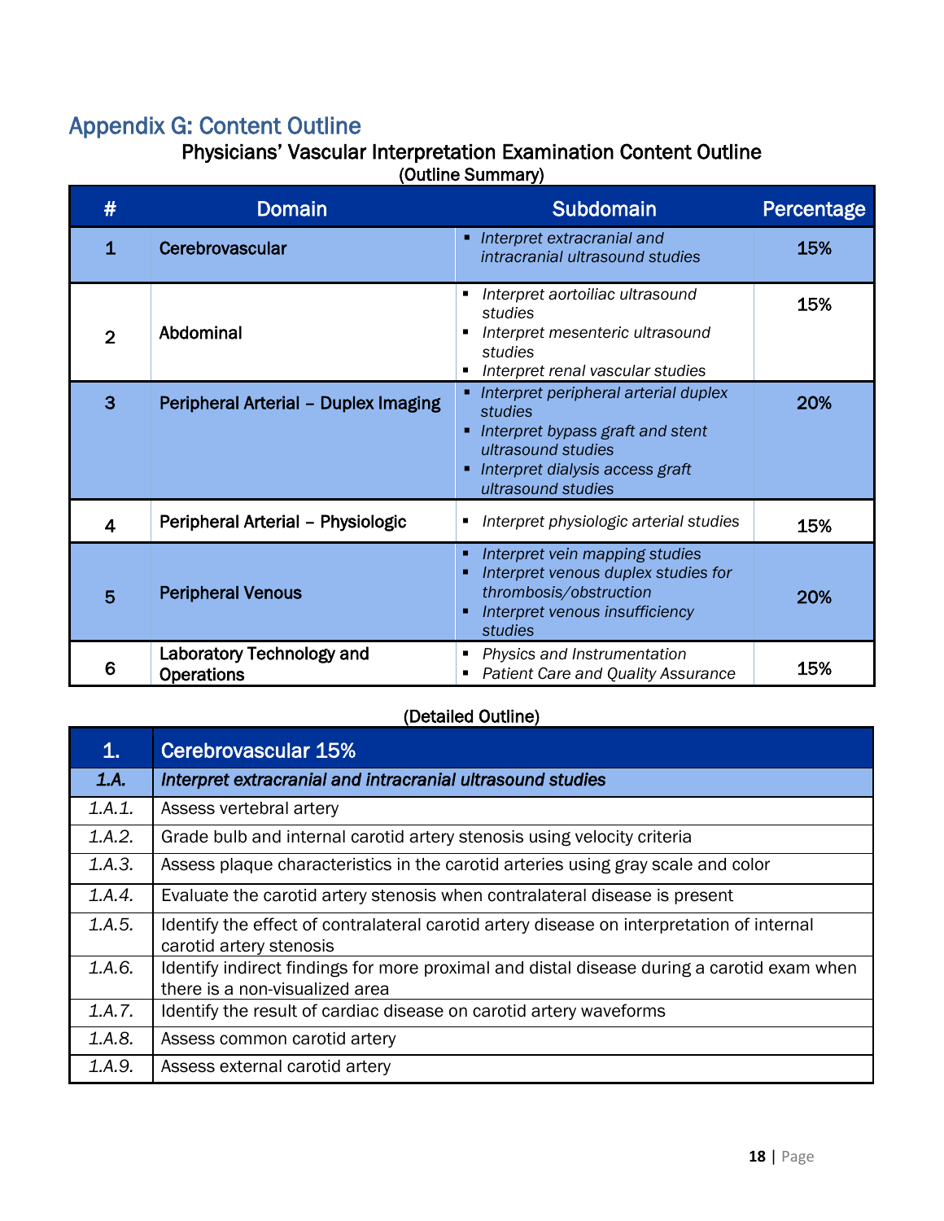## Appendix G: Content Outline

### Physicians' Vascular Interpretation Examination Content Outline

(Outline Summary)

| # | Domain | Subdomain | Percentage |
|---|---|---|---|
| 1 | Cerebrovascular | ▪ *Interpret extracranial and intracranial ultrasound studies* | 15% |
| 2 | Abdominal | ▪ *Interpret aortoiliac ultrasound studies*<br>▪ *Interpret mesenteric ultrasound studies*<br>▪ *Interpret renal vascular studies* | 15% |
| 3 | Peripheral Arterial – Duplex Imaging | ▪ *Interpret peripheral arterial duplex studies*<br>▪ *Interpret bypass graft and stent ultrasound studies*<br>▪ *Interpret dialysis access graft ultrasound studies* | 20% |
| 4 | Peripheral Arterial – Physiologic | ▪ *Interpret physiologic arterial studies* | 15% |
| 5 | Peripheral Venous | ▪ *Interpret vein mapping studies*<br>▪ *Interpret venous duplex studies for thrombosis/obstruction*<br>▪ *Interpret venous insufficiency studies* | 20% |
| 6 | Laboratory Technology and Operations | ▪ *Physics and Instrumentation*<br>▪ *Patient Care and Quality Assurance* | 15% |

(Detailed Outline)

| 1. | Cerebrovascular 15% |
|---|---|
| *1.A.* | ***Interpret extracranial and intracranial ultrasound studies*** |
| *1.A.1.* | Assess vertebral artery |
| *1.A.2.* | Grade bulb and internal carotid artery stenosis using velocity criteria |
| *1.A.3.* | Assess plaque characteristics in the carotid arteries using gray scale and color |
| *1.A.4.* | Evaluate the carotid artery stenosis when contralateral disease is present |
| *1.A.5.* | Identify the effect of contralateral carotid artery disease on interpretation of internal carotid artery stenosis |
| *1.A.6.* | Identify indirect findings for more proximal and distal disease during a carotid exam when there is a non-visualized area |
| *1.A.7.* | Identify the result of cardiac disease on carotid artery waveforms |
| *1.A.8.* | Assess common carotid artery |
| *1.A.9.* | Assess external carotid artery |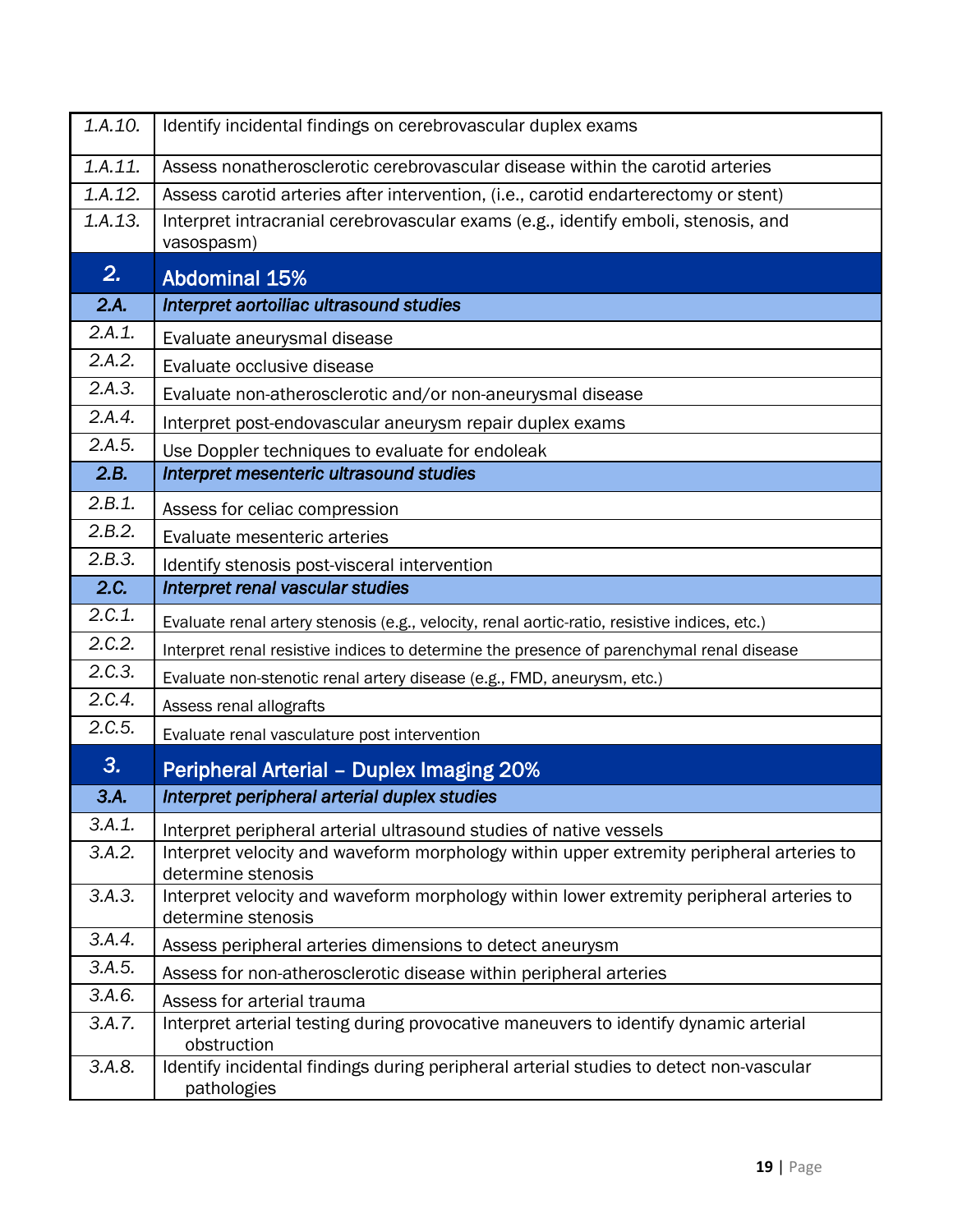| | |
|---|---|
| *1.A.10.* | Identify incidental findings on cerebrovascular duplex exams |
| *1.A.11.* | Assess nonatherosclerotic cerebrovascular disease within the carotid arteries |
| *1.A.12.* | Assess carotid arteries after intervention, (i.e., carotid endarterectomy or stent) |
| *1.A.13.* | Interpret intracranial cerebrovascular exams (e.g., identify emboli, stenosis, and vasospasm) |
| **2.** | **Abdominal 15%** |
| ***2.A.*** | ***Interpret aortoiliac ultrasound studies*** |
| *2.A.1.* | Evaluate aneurysmal disease |
| *2.A.2.* | Evaluate occlusive disease |
| *2.A.3.* | Evaluate non-atherosclerotic and/or non-aneurysmal disease |
| *2.A.4.* | Interpret post-endovascular aneurysm repair duplex exams |
| *2.A.5.* | Use Doppler techniques to evaluate for endoleak |
| ***2.B.*** | ***Interpret mesenteric ultrasound studies*** |
| *2.B.1.* | Assess for celiac compression |
| *2.B.2.* | Evaluate mesenteric arteries |
| *2.B.3.* | Identify stenosis post-visceral intervention |
| ***2.C.*** | ***Interpret renal vascular studies*** |
| *2.C.1.* | Evaluate renal artery stenosis (e.g., velocity, renal aortic-ratio, resistive indices, etc.) |
| *2.C.2.* | Interpret renal resistive indices to determine the presence of parenchymal renal disease |
| *2.C.3.* | Evaluate non-stenotic renal artery disease (e.g., FMD, aneurysm, etc.) |
| *2.C.4.* | Assess renal allografts |
| *2.C.5.* | Evaluate renal vasculature post intervention |
| **3.** | **Peripheral Arterial – Duplex Imaging 20%** |
| ***3.A.*** | ***Interpret peripheral arterial duplex studies*** |
| *3.A.1.* | Interpret peripheral arterial ultrasound studies of native vessels |
| *3.A.2.* | Interpret velocity and waveform morphology within upper extremity peripheral arteries to determine stenosis |
| *3.A.3.* | Interpret velocity and waveform morphology within lower extremity peripheral arteries to determine stenosis |
| *3.A.4.* | Assess peripheral arteries dimensions to detect aneurysm |
| *3.A.5.* | Assess for non-atherosclerotic disease within peripheral arteries |
| *3.A.6.* | Assess for arterial trauma |
| *3.A.7.* | Interpret arterial testing during provocative maneuvers to identify dynamic arterial obstruction |
| *3.A.8.* | Identify incidental findings during peripheral arterial studies to detect non-vascular pathologies |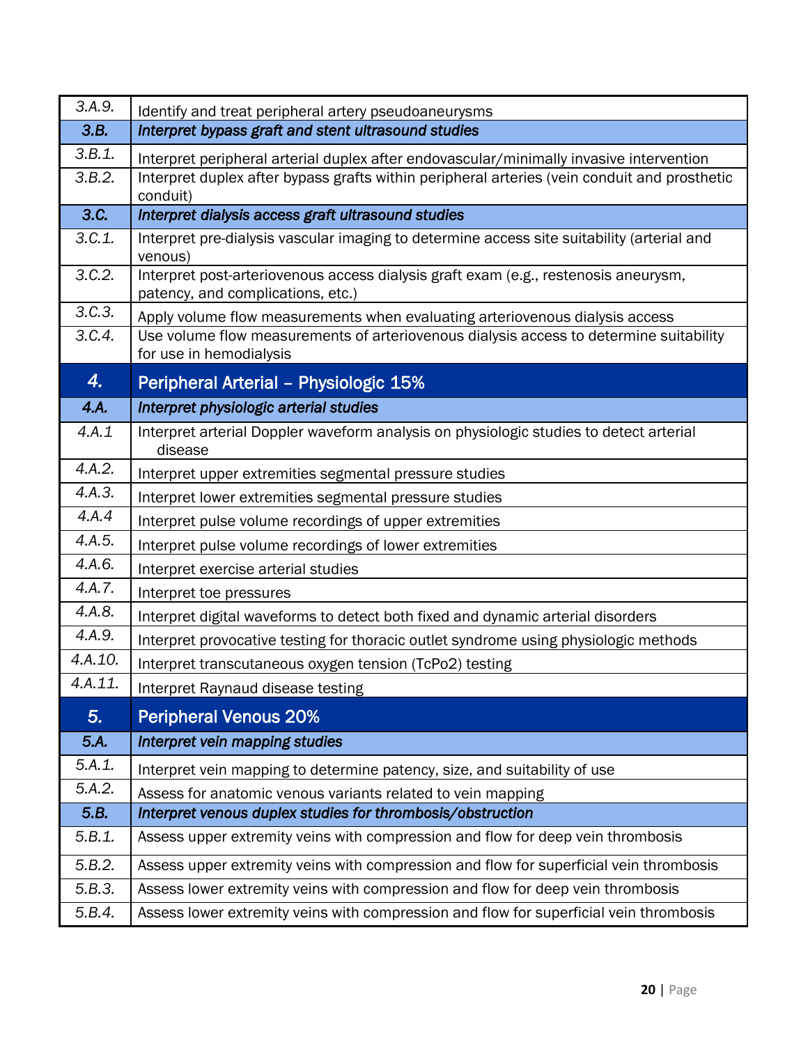| | |
|---|---|
| *3.A.9.* | Identify and treat peripheral artery pseudoaneurysms |
| ***3.B.*** | ***Interpret bypass graft and stent ultrasound studies*** |
| *3.B.1.* | Interpret peripheral arterial duplex after endovascular/minimally invasive intervention |
| *3.B.2.* | Interpret duplex after bypass grafts within peripheral arteries (vein conduit and prosthetic conduit) |
| ***3.C.*** | ***Interpret dialysis access graft ultrasound studies*** |
| *3.C.1.* | Interpret pre-dialysis vascular imaging to determine access site suitability (arterial and venous) |
| *3.C.2.* | Interpret post-arteriovenous access dialysis graft exam (e.g., restenosis aneurysm, patency, and complications, etc.) |
| *3.C.3.* | Apply volume flow measurements when evaluating arteriovenous dialysis access |
| *3.C.4.* | Use volume flow measurements of arteriovenous dialysis access to determine suitability for use in hemodialysis |
| **4.** | **Peripheral Arterial – Physiologic 15%** |
| ***4.A.*** | ***Interpret physiologic arterial studies*** |
| *4.A.1* | Interpret arterial Doppler waveform analysis on physiologic studies to detect arterial disease |
| *4.A.2.* | Interpret upper extremities segmental pressure studies |
| *4.A.3.* | Interpret lower extremities segmental pressure studies |
| *4.A.4* | Interpret pulse volume recordings of upper extremities |
| *4.A.5.* | Interpret pulse volume recordings of lower extremities |
| *4.A.6.* | Interpret exercise arterial studies |
| *4.A.7.* | Interpret toe pressures |
| *4.A.8.* | Interpret digital waveforms to detect both fixed and dynamic arterial disorders |
| *4.A.9.* | Interpret provocative testing for thoracic outlet syndrome using physiologic methods |
| *4.A.10.* | Interpret transcutaneous oxygen tension (TcPo2) testing |
| *4.A.11.* | Interpret Raynaud disease testing |
| **5.** | **Peripheral Venous 20%** |
| ***5.A.*** | ***Interpret vein mapping studies*** |
| *5.A.1.* | Interpret vein mapping to determine patency, size, and suitability of use |
| *5.A.2.* | Assess for anatomic venous variants related to vein mapping |
| ***5.B.*** | ***Interpret venous duplex studies for thrombosis/obstruction*** |
| *5.B.1.* | Assess upper extremity veins with compression and flow for deep vein thrombosis |
| *5.B.2.* | Assess upper extremity veins with compression and flow for superficial vein thrombosis |
| *5.B.3.* | Assess lower extremity veins with compression and flow for deep vein thrombosis |
| *5.B.4.* | Assess lower extremity veins with compression and flow for superficial vein thrombosis |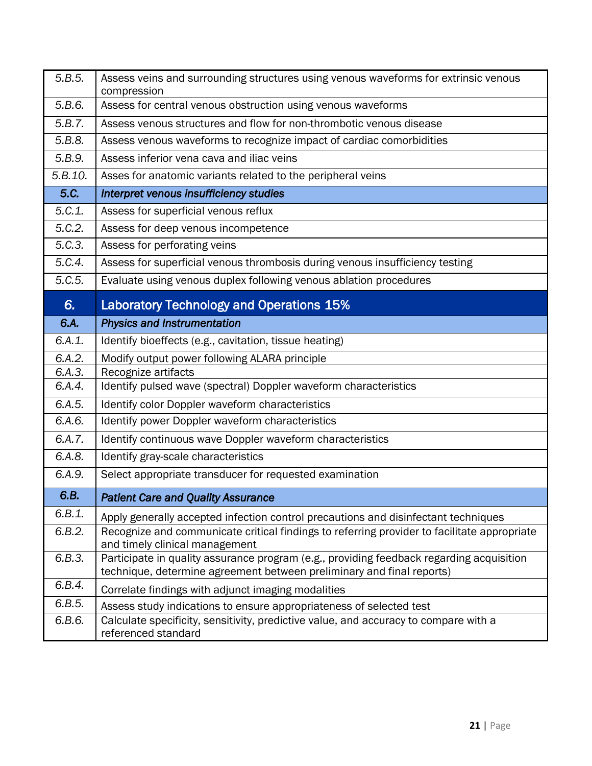| | |
|---|---|
| *5.B.5.* | Assess veins and surrounding structures using venous waveforms for extrinsic venous compression |
| *5.B.6.* | Assess for central venous obstruction using venous waveforms |
| *5.B.7.* | Assess venous structures and flow for non-thrombotic venous disease |
| *5.B.8.* | Assess venous waveforms to recognize impact of cardiac comorbidities |
| *5.B.9.* | Assess inferior vena cava and iliac veins |
| *5.B.10.* | Asses for anatomic variants related to the peripheral veins |
| ***5.C.*** | ***Interpret venous insufficiency studies*** |
| *5.C.1.* | Assess for superficial venous reflux |
| *5.C.2.* | Assess for deep venous incompetence |
| *5.C.3.* | Assess for perforating veins |
| *5.C.4.* | Assess for superficial venous thrombosis during venous insufficiency testing |
| *5.C.5.* | Evaluate using venous duplex following venous ablation procedures |
| **6.** | **Laboratory Technology and Operations 15%** |
| ***6.A.*** | ***Physics and Instrumentation*** |
| *6.A.1.* | Identify bioeffects (e.g., cavitation, tissue heating) |
| *6.A.2.* | Modify output power following ALARA principle |
| *6.A.3.* | Recognize artifacts |
| *6.A.4.* | Identify pulsed wave (spectral) Doppler waveform characteristics |
| *6.A.5.* | Identify color Doppler waveform characteristics |
| *6.A.6.* | Identify power Doppler waveform characteristics |
| *6.A.7.* | Identify continuous wave Doppler waveform characteristics |
| *6.A.8.* | Identify gray-scale characteristics |
| *6.A.9.* | Select appropriate transducer for requested examination |
| ***6.B.*** | ***Patient Care and Quality Assurance*** |
| *6.B.1.* | Apply generally accepted infection control precautions and disinfectant techniques |
| *6.B.2.* | Recognize and communicate critical findings to referring provider to facilitate appropriate and timely clinical management |
| *6.B.3.* | Participate in quality assurance program (e.g., providing feedback regarding acquisition technique, determine agreement between preliminary and final reports) |
| *6.B.4.* | Correlate findings with adjunct imaging modalities |
| *6.B.5.* | Assess study indications to ensure appropriateness of selected test |
| *6.B.6.* | Calculate specificity, sensitivity, predictive value, and accuracy to compare with a referenced standard |